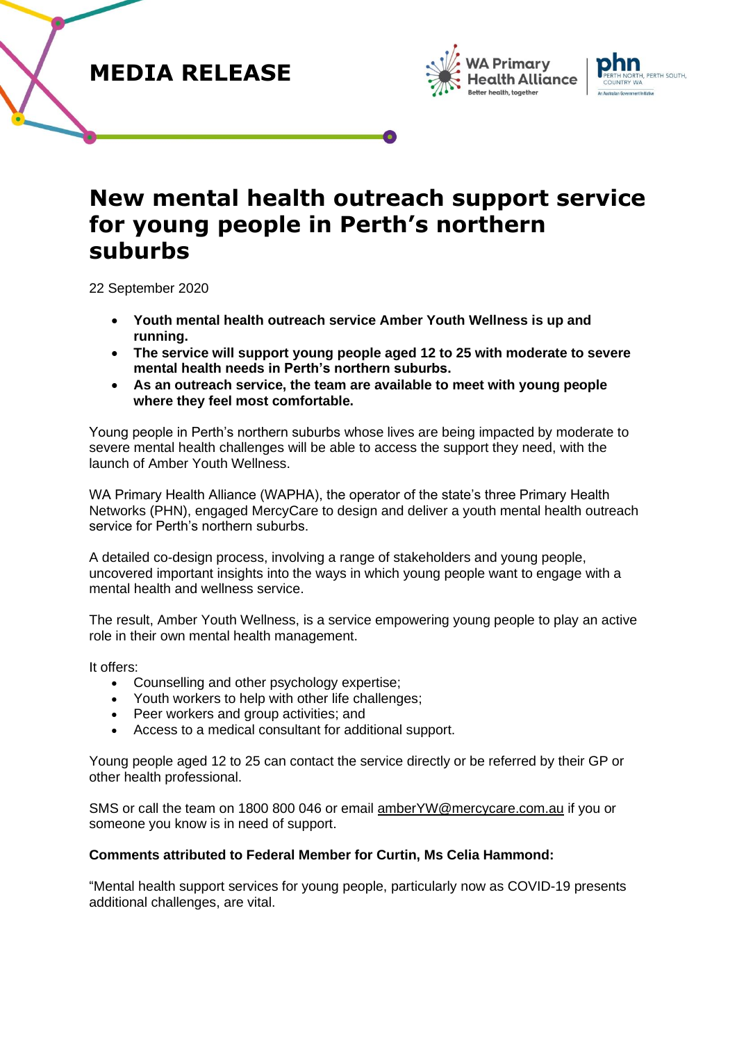# MEDIA RELEASE

# New mental health outreach support service for young people in Perth's northern suburbs

22 September 2020

- **Youth mental health outreach service Amber Youth Wellness is up and running.**
- **The service will support young people aged 12 to 25 with moderate to severe mental health needs in Perth's northern suburbs.**
- **As an outreach service, the team are available to meet with young people where they feel most comfortable.**

Young people in Perth's northern suburbs whose lives are being impacted by moderate to severe mental health challenges will be able to access the support they need, with the launch of Amber Youth Wellness.

WA Primary Health Alliance (WAPHA), the operator of the state's three Primary Health Networks (PHN), engaged MercyCare to design and deliver a youth mental health outreach service for Perth's northern suburbs.

A detailed co-design process, involving a range of stakeholders and young people, uncovered important insights into the ways in which young people want to engage with a mental health and wellness service.

The result, Amber Youth Wellness, is a service empowering young people to play an active role in their own mental health management.

It offers:

- Counselling and other psychology expertise;
- Youth workers to help with other life challenges;
- Peer workers and group activities; and
- Access to a medical consultant for additional support.

Young people aged 12 to 25 can contact the service directly or be referred by their GP or other health professional.

SMS or call the team on 1800 800 046 or email amberYW@mercycare.com.au if you or someone you know is in need of support.

**Comments attributed to Federal Member for Curtin, Ms Celia Hammond:**

"Mental health support services for young people, particularly now as COVID-19 presents additional challenges, are vital.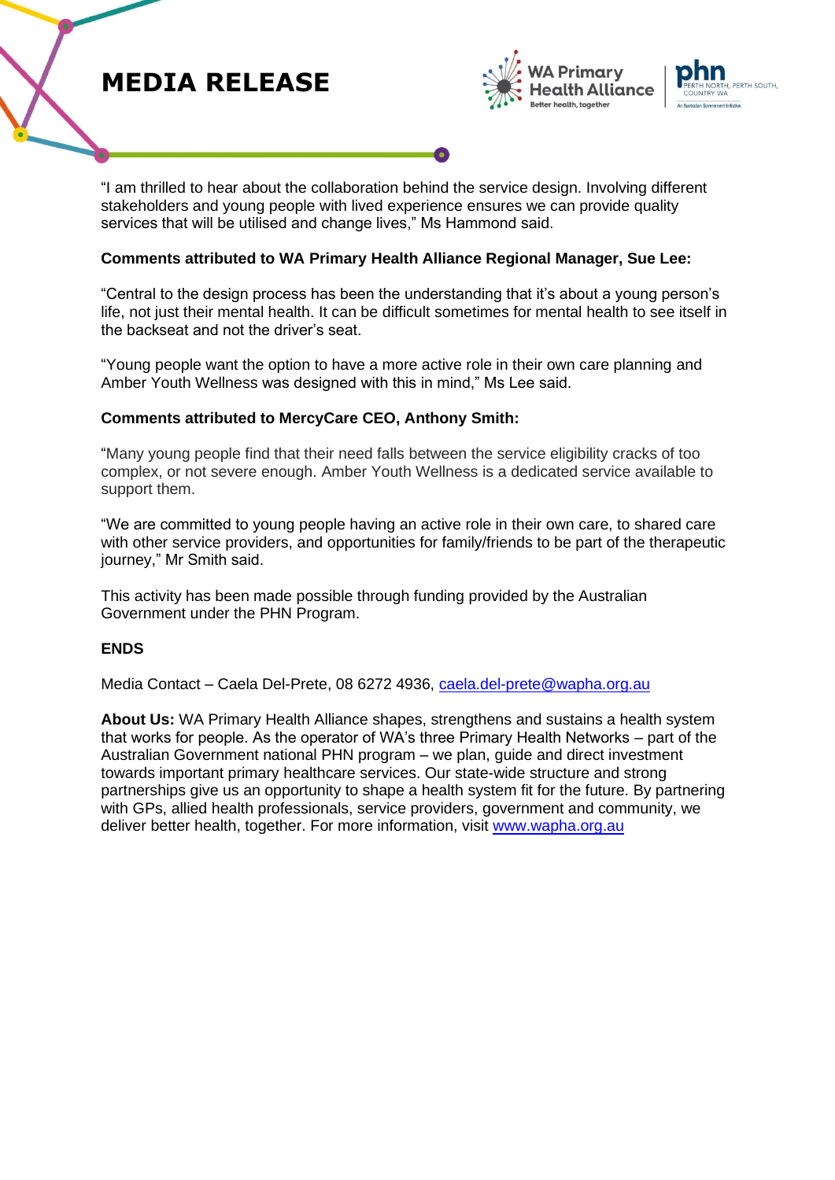"I am thrilled to hear about the collaboration behind the service design. Involving different stakeholders and young people with lived experience ensures we can provide quality services that will be utilised and change lives," Ms Hammond said.

**Comments attributed to WA Primary Health Alliance Regional Manager, Sue Lee:**

"Central to the design process has been the understanding that it's about a young person's life, not just their mental health. It can be difficult sometimes for mental health to see itself in the backseat and not the driver's seat.

"Young people want the option to have a more active role in their own care planning and Amber Youth Wellness was designed with this in mind," Ms Lee said.

**Comments attributed to MercyCare CEO, Anthony Smith:**

"Many young people find that their need falls between the service eligibility cracks of too complex, or not severe enough. Amber Youth Wellness is a dedicated service available to support them.

"We are committed to young people having an active role in their own care, to shared care with other service providers, and opportunities for family/friends to be part of the therapeutic journey," Mr Smith said.

This activity has been made possible through funding provided by the Australian Government under the PHN Program.

**ENDS**

Media Contact – Caela Del-Prete, 08 6272 4936, caela.del-prete@wapha.org.au

**About Us:** WA Primary Health Alliance shapes, strengthens and sustains a health system that works for people. As the operator of WA's three Primary Health Networks – part of the Australian Government national PHN program – we plan, guide and direct investment towards important primary healthcare services. Our state-wide structure and strong partnerships give us an opportunity to shape a health system fit for the future. By partnering with GPs, allied health professionals, service providers, government and community, we deliver better health, together. For more information, visit www.wapha.org.au